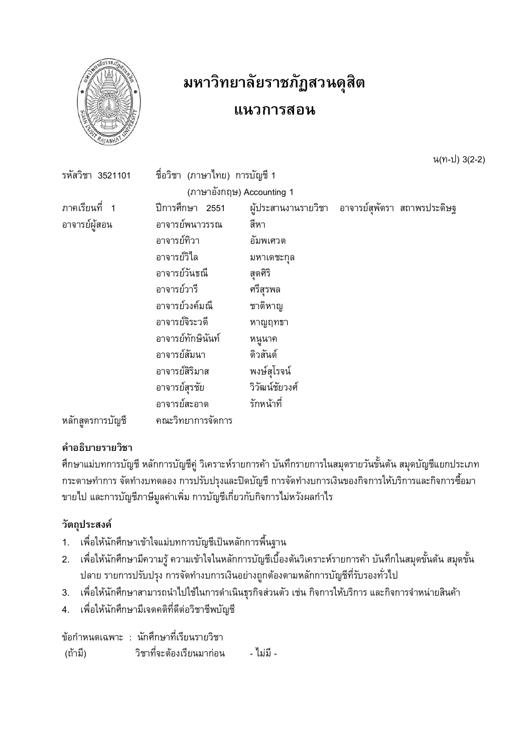# มหาวิทยาลัยราชภัฏสวนดุสิต

# แนวการสอน

น(ท-ป) 3(2-2)

รหัสวิชา 3521101 ชื่อวิชา (ภาษาไทย) การบัญชี 1

(ภาษาอังกฤษ) Accounting 1

ภาคเรียนที่ 1 ปีการศึกษา 2551 ผู้ประสานงานรายวิชา อาจารย์สุพัตรา สถาพรประดิษฐ

อาจารย์ผู้สอน

อาจารย์พนาวรรณ สีหา

อาจารย์ทิวา อัมพเศวต

อาจารย์วิไล มหาเดชะกุล

อาจารย์วันธณี สุดศิริ

อาจารย์วารี ศรีสุรพล

อาจารย์วงค์มณี ชาติหาญ

อาจารย์จิระวดี หาญฤทธา

อาจารย์ทักษินันท์ หนูนาค

อาจารย์สัมนา ติวสันต์

อาจารย์สิริมาส พงษ์สุโรจน์

อาจารย์สุรชัย วิวัฒน์ชัยวงศ์

อาจารย์สะอาด รักหน้าที่

หลักสูตรการบัญชี คณะวิทยาการจัดการ

**คำอธิบายรายวิชา**

ศึกษาแม่บทการบัญชี หลักการบัญชีคู่ วิเคราะห์รายการค้า บันทึกรายการในสมุดรายวันขั้นต้น สมุดบัญชีแยกประเภท กระดาษทำการ จัดทำงบทดลอง การปรับปรุงและปิดบัญชี การจัดทำงบการเงินของกิจการให้บริการและกิจการซื้อมาขายไป และการบัญชีภาษีมูลค่าเพิ่ม การบัญชีเกี่ยวกับกิจการไม่หวังผลกำไร

**วัตถุประสงค์**

1. เพื่อให้นักศึกษาเข้าใจแม่บทการบัญชีเป็นหลักการพื้นฐาน
2. เพื่อให้นักศึกษามีความรู้ ความเข้าใจในหลักการบัญชีเบื้องต้นวิเคราะห์รายการค้า บันทึกในสมุดขั้นต้น สมุดขั้นปลาย รายการปรับปรุง การจัดทำงบการเงินอย่างถูกต้องตามหลักการบัญชีที่รับรองทั่วไป
3. เพื่อให้นักศึกษาสามารถนำไปใช้ในการดำเนินธุรกิจส่วนตัว เช่น กิจการให้บริการ และกิจการจำหน่ายสินค้า
4. เพื่อให้นักศึกษามีเจตคติที่ดีต่อวิชาชีพบัญชี

ข้อกำหนดเฉพาะ : นักศึกษาที่เรียนรายวิชา

(ถ้ามี) วิชาที่จะต้องเรียนมาก่อน - ไม่มี -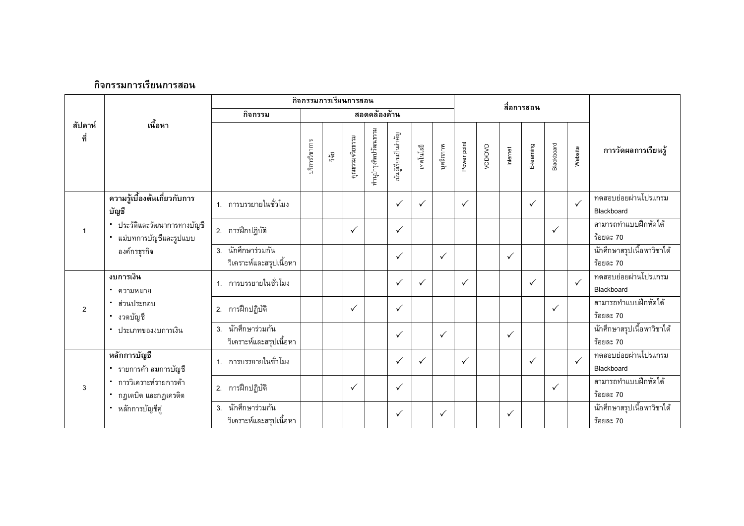### กิจกรรมการเรียนการสอน

| สัปดาห์ที่ | เนื้อหา | กิจกรรมการเรียนการสอน | | | | | | | | สื่อการสอน | | | | | | การวัดผลการเรียนรู้ |
|---|---|---|---|---|---|---|---|---|---|---|---|---|---|---|---|---|
| | | กิจกรรม | สอดคล้องด้าน | | | | | | | | | | | | | |
| | | | บริการวิชาการ | วิจัย | คุณธรรมจริยธรรม | ทำนุบำรุงศิลปวัฒนธรรม | เน้นผู้เรียนเป็นสำคัญ | เทคโนโลยี | บุคลิกภาพ | Power point | VCD/DVD | Internet | E-learning | Blackboard | Website | |
| 1 | **ความรู้เบื้องต้นเกี่ยวกับการบัญชี**<br>• ประวัติและวัฒนาการทางบัญชี<br>• แม่บทการบัญชีและรูปแบบองค์กรธุรกิจ | 1. การบรรยายในชั่วโมง | | | | | ✓ | ✓ | | ✓ | | | ✓ | | ✓ | ทดสอบย่อยผ่านโปรแกรม Blackboard |
| | | 2. การฝึกปฏิบัติ | | | ✓ | | ✓ | | | | | | | ✓ | | สามารถทำแบบฝึกหัดได้ ร้อยละ 70 |
| | | 3. นักศึกษาร่วมกันวิเคราะห์และสรุปเนื้อหา | | | | | ✓ | | ✓ | | | ✓ | | | | นักศึกษาสรุปเนื้อหาวิชาได้ ร้อยละ 70 |
| 2 | **งบการเงิน**<br>• ความหมาย<br>• ส่วนประกอบ<br>• งวดบัญชี<br>• ประเภทของงบการเงิน | 1. การบรรยายในชั่วโมง | | | | | ✓ | ✓ | | ✓ | | | ✓ | | ✓ | ทดสอบย่อยผ่านโปรแกรม Blackboard |
| | | 2. การฝึกปฏิบัติ | | | ✓ | | ✓ | | | | | | | ✓ | | สามารถทำแบบฝึกหัดได้ ร้อยละ 70 |
| | | 3. นักศึกษาร่วมกันวิเคราะห์และสรุปเนื้อหา | | | | | ✓ | | ✓ | | | ✓ | | | | นักศึกษาสรุปเนื้อหาวิชาได้ ร้อยละ 70 |
| 3 | **หลักการบัญชี**<br>• รายการค้า สมการบัญชี<br>• การวิเคราะห์รายการค้า<br>• กฎเดบิต และกฎเครดิต<br>• หลักการบัญชีคู่ | 1. การบรรยายในชั่วโมง | | | | | ✓ | ✓ | | ✓ | | | ✓ | | ✓ | ทดสอบย่อยผ่านโปรแกรม Blackboard |
| | | 2. การฝึกปฏิบัติ | | | ✓ | | ✓ | | | | | | | ✓ | | สามารถทำแบบฝึกหัดได้ ร้อยละ 70 |
| | | 3. นักศึกษาร่วมกันวิเคราะห์และสรุปเนื้อหา | | | | | ✓ | | ✓ | | | ✓ | | | | นักศึกษาสรุปเนื้อหาวิชาได้ ร้อยละ 70 |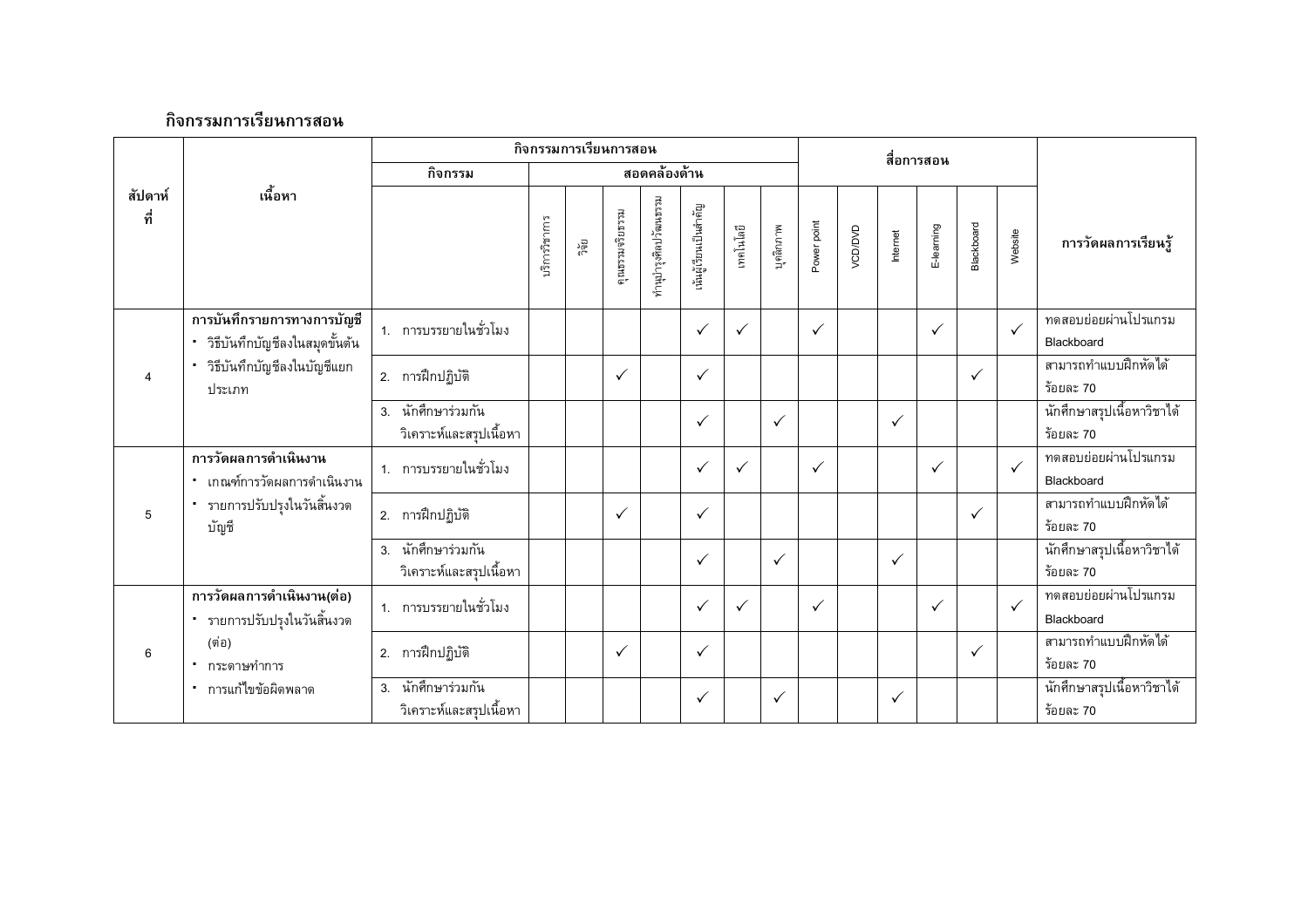### กิจกรรมการเรียนการสอน

| สัปดาห์ที่ | เนื้อหา | กิจกรรมการเรียนการสอน | | | | | | | | สื่อการสอน | | | | | | การวัดผลการเรียนรู้ |
|---|---|---|---|---|---|---|---|---|---|---|---|---|---|---|---|---|
| | | กิจกรรม | สอดคล้องด้าน | | | | | | | | | | | | | |
| | | | บริการวิชาการ | วิจัย | คุณธรรมจริยธรรม | ทำนุบำรุงศิลปวัฒนธรรม | เน้นผู้เรียนเป็นสำคัญ | เทคโนโลยี | บุคลิกภาพ | Power point | VCD/DVD | Internet | E-learning | Blackboard | Website | |
| 4 | **การบันทึกรายการทางการบัญชี**<br>▪ วิธีบันทึกบัญชีลงในสมุดขั้นต้น<br>▪ วิธีบันทึกบัญชีลงในบัญชีแยกประเภท | 1. การบรรยายในชั่วโมง | | | | | ✓ | ✓ | | ✓ | | | ✓ | | ✓ | ทดสอบย่อยผ่านโปรแกรม Blackboard |
| | | 2. การฝึกปฏิบัติ | | | ✓ | | ✓ | | | | | | | ✓ | | สามารถทำแบบฝึกหัดได้ร้อยละ 70 |
| | | 3. นักศึกษาร่วมกันวิเคราะห์และสรุปเนื้อหา | | | | | ✓ | | ✓ | | | ✓ | | | | นักศึกษาสรุปเนื้อหาวิชาได้ร้อยละ 70 |
| 5 | **การวัดผลการดำเนินงาน**<br>▪ เกณฑ์การวัดผลการดำเนินงาน<br>▪ รายการปรับปรุงในวันสิ้นงวดบัญชี | 1. การบรรยายในชั่วโมง | | | | | ✓ | ✓ | | ✓ | | | ✓ | | ✓ | ทดสอบย่อยผ่านโปรแกรม Blackboard |
| | | 2. การฝึกปฏิบัติ | | | ✓ | | ✓ | | | | | | | ✓ | | สามารถทำแบบฝึกหัดได้ร้อยละ 70 |
| | | 3. นักศึกษาร่วมกันวิเคราะห์และสรุปเนื้อหา | | | | | ✓ | | ✓ | | | ✓ | | | | นักศึกษาสรุปเนื้อหาวิชาได้ร้อยละ 70 |
| 6 | **การวัดผลการดำเนินงาน(ต่อ)**<br>▪ รายการปรับปรุงในวันสิ้นงวด (ต่อ)<br>▪ กระดาษทำการ<br>▪ การแก้ไขข้อผิดพลาด | 1. การบรรยายในชั่วโมง | | | | | ✓ | ✓ | | ✓ | | | ✓ | | ✓ | ทดสอบย่อยผ่านโปรแกรม Blackboard |
| | | 2. การฝึกปฏิบัติ | | | ✓ | | ✓ | | | | | | | ✓ | | สามารถทำแบบฝึกหัดได้ร้อยละ 70 |
| | | 3. นักศึกษาร่วมกันวิเคราะห์และสรุปเนื้อหา | | | | | ✓ | | ✓ | | | ✓ | | | | นักศึกษาสรุปเนื้อหาวิชาได้ร้อยละ 70 |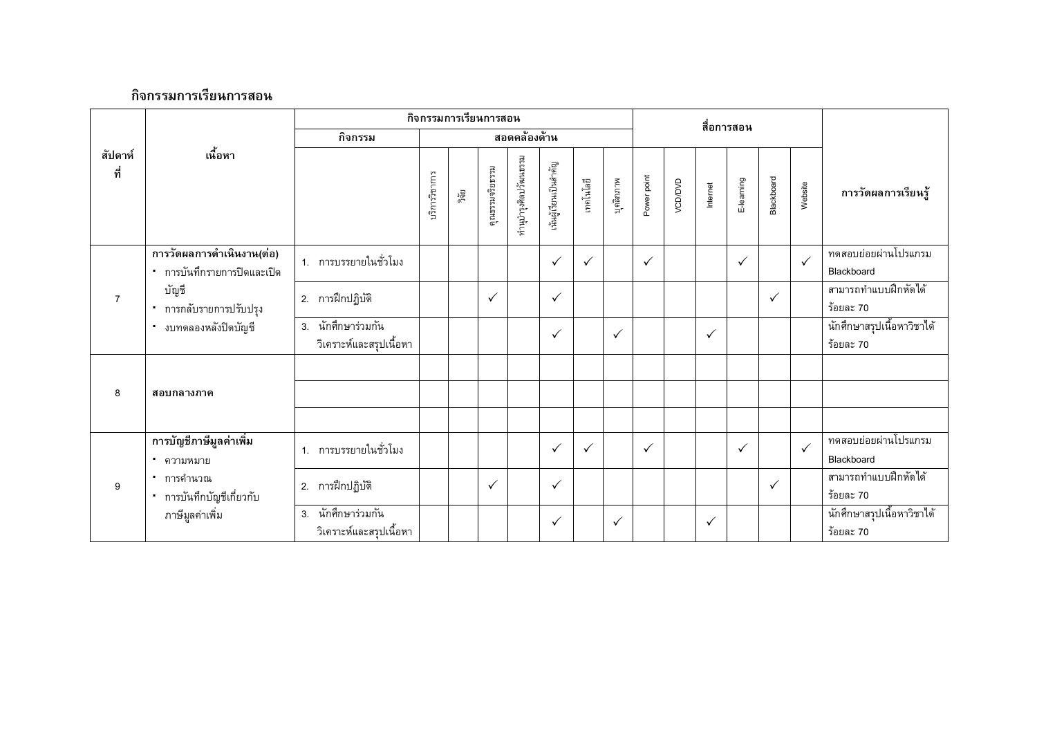**กิจกรรมการเรียนการสอน**

| สัปดาห์ที่ | เนื้อหา | กิจกรรมการเรียนการสอน | | | | | | | | | สื่อการสอน | | | | | | การวัดผลการเรียนรู้ |
|---|---|---|---|---|---|---|---|---|---|---|---|---|---|---|---|---|---|
| | | กิจกรรม | สอดคล้องด้าน | | | | | | | | | | | | | | |
| | | | บริการวิชาการ | วิจัย | คุณธรรมจริยธรรม | ทำนุบำรุงศิลปวัฒนธรรม | เน้นผู้เรียนเป็นสำคัญ | เทคโนโลยี | บุคลิกภาพ | Power point | VCD/DVD | Internet | E-learning | Blackboard | Website | |
| 7 | **การวัดผลการดำเนินงาน(ต่อ)**<br>• การบันทึกรายการปิดและเปิดบัญชี<br>• การกลับรายการปรับปรุง<br>• งบทดลองหลังปิดบัญชี | 1. การบรรยายในชั่วโมง | | | | | ✓ | ✓ | | ✓ | | | ✓ | | ✓ | ทดสอบย่อยผ่านโปรแกรม Blackboard |
| | | 2. การฝึกปฏิบัติ | | | ✓ | | ✓ | | | | | | | ✓ | | สามารถทำแบบฝึกหัดได้ร้อยละ 70 |
| | | 3. นักศึกษาร่วมกันวิเคราะห์และสรุปเนื้อหา | | | | | ✓ | | ✓ | | | ✓ | | | | นักศึกษาสรุปเนื้อหาวิชาได้ร้อยละ 70 |
| 8 | **สอบกลางภาค** | | | | | | | | | | | | | | | |
| 9 | **การบัญชีภาษีมูลค่าเพิ่ม**<br>• ความหมาย<br>• การคำนวณ<br>• การบันทึกบัญชีเกี่ยวกับภาษีมูลค่าเพิ่ม | 1. การบรรยายในชั่วโมง | | | | | ✓ | ✓ | | ✓ | | | ✓ | | ✓ | ทดสอบย่อยผ่านโปรแกรม Blackboard |
| | | 2. การฝึกปฏิบัติ | | | ✓ | | ✓ | | | | | | | ✓ | | สามารถทำแบบฝึกหัดได้ร้อยละ 70 |
| | | 3. นักศึกษาร่วมกันวิเคราะห์และสรุปเนื้อหา | | | | | ✓ | | ✓ | | | ✓ | | | | นักศึกษาสรุปเนื้อหาวิชาได้ร้อยละ 70 |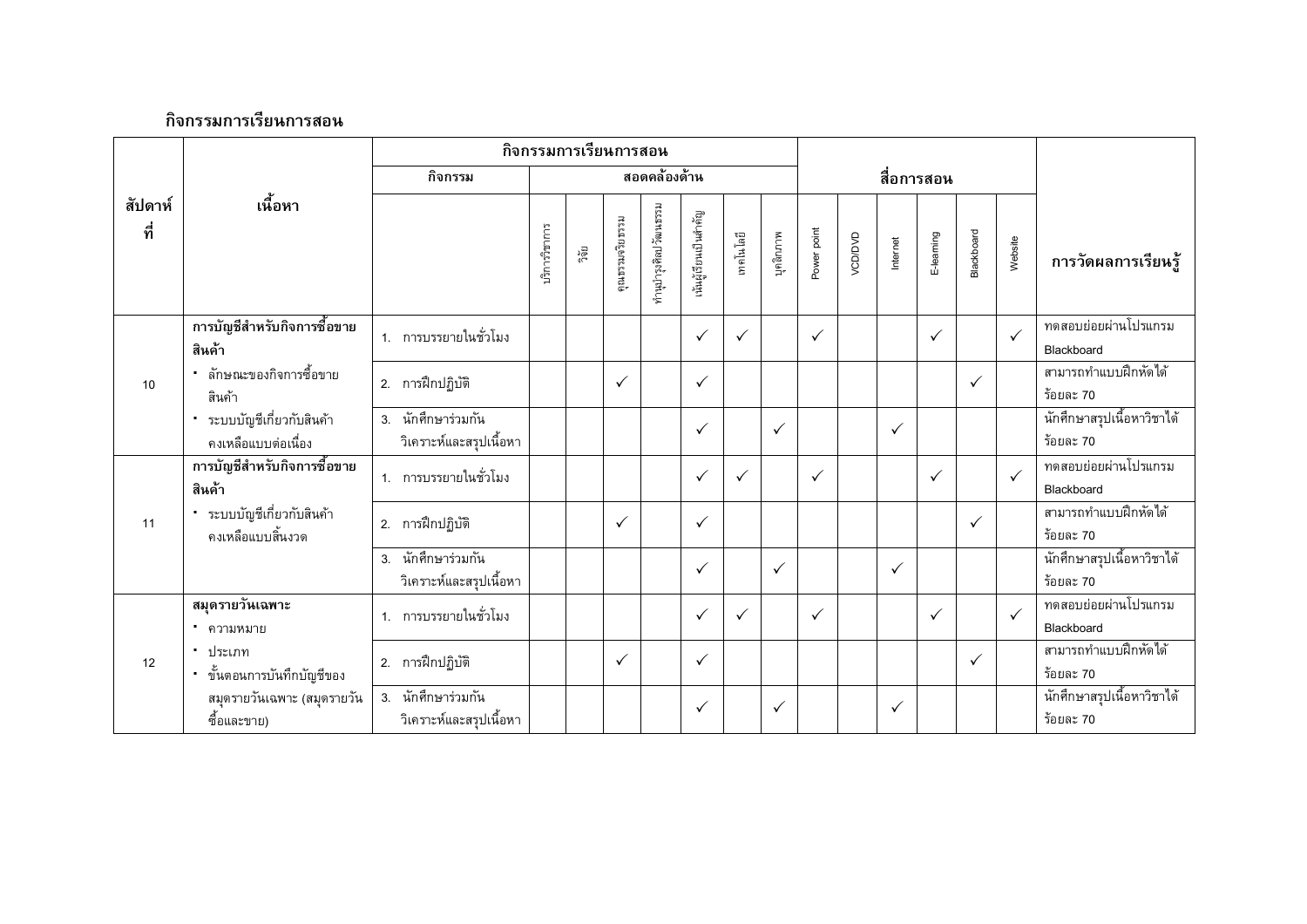### กิจกรรมการเรียนการสอน

| สัปดาห์ที่ | เนื้อหา | กิจกรรมการเรียนการสอน | | | | | | | | | สื่อการสอน | | | | | | การวัดผลการเรียนรู้ |
|---|---|---|---|---|---|---|---|---|---|---|---|---|---|---|---|---|---|
| | | กิจกรรม | สอดคล้องด้าน | | | | | | | | | | | | | | |
| | | | บริการวิชาการ | วิจัย | คุณธรรมจริยธรรม | ทำนุบำรุงศิลปวัฒนธรรม | เน้นผู้เรียนเป็นสำคัญ | เทคโนโลยี | บุคลิกภาพ | Power point | VCD/DVD | Internet | E-learning | Blackboard | Website | |
| 10 | **การบัญชีสำหรับกิจการซื้อขายสินค้า**<br>▪ ลักษณะของกิจการซื้อขายสินค้า<br>▪ ระบบบัญชีเกี่ยวกับสินค้าคงเหลือแบบต่อเนื่อง | 1. การบรรยายในชั่วโมง | | | | | ✓ | ✓ | | ✓ | | | ✓ | | ✓ | ทดสอบย่อยผ่านโปรแกรม Blackboard |
| | | 2. การฝึกปฏิบัติ | | | ✓ | | ✓ | | | | | | | ✓ | | สามารถทำแบบฝึกหัดได้ร้อยละ 70 |
| | | 3. นักศึกษาร่วมกันวิเคราะห์และสรุปเนื้อหา | | | | | ✓ | | ✓ | | | ✓ | | | | นักศึกษาสรุปเนื้อหาวิชาได้ร้อยละ 70 |
| 11 | **การบัญชีสำหรับกิจการซื้อขายสินค้า**<br>▪ ระบบบัญชีเกี่ยวกับสินค้าคงเหลือแบบสิ้นงวด | 1. การบรรยายในชั่วโมง | | | | | ✓ | ✓ | | ✓ | | | ✓ | | ✓ | ทดสอบย่อยผ่านโปรแกรม Blackboard |
| | | 2. การฝึกปฏิบัติ | | | ✓ | | ✓ | | | | | | | ✓ | | สามารถทำแบบฝึกหัดได้ร้อยละ 70 |
| | | 3. นักศึกษาร่วมกันวิเคราะห์และสรุปเนื้อหา | | | | | ✓ | | ✓ | | | ✓ | | | | นักศึกษาสรุปเนื้อหาวิชาได้ร้อยละ 70 |
| 12 | **สมุดรายวันเฉพาะ**<br>▪ ความหมาย<br>▪ ประเภท<br>▪ ขั้นตอนการบันทึกบัญชีของสมุดรายวันเฉพาะ (สมุดรายวันซื้อและขาย) | 1. การบรรยายในชั่วโมง | | | | | ✓ | ✓ | | ✓ | | | ✓ | | ✓ | ทดสอบย่อยผ่านโปรแกรม Blackboard |
| | | 2. การฝึกปฏิบัติ | | | ✓ | | ✓ | | | | | | | ✓ | | สามารถทำแบบฝึกหัดได้ร้อยละ 70 |
| | | 3. นักศึกษาร่วมกันวิเคราะห์และสรุปเนื้อหา | | | | | ✓ | | ✓ | | | ✓ | | | | นักศึกษาสรุปเนื้อหาวิชาได้ร้อยละ 70 |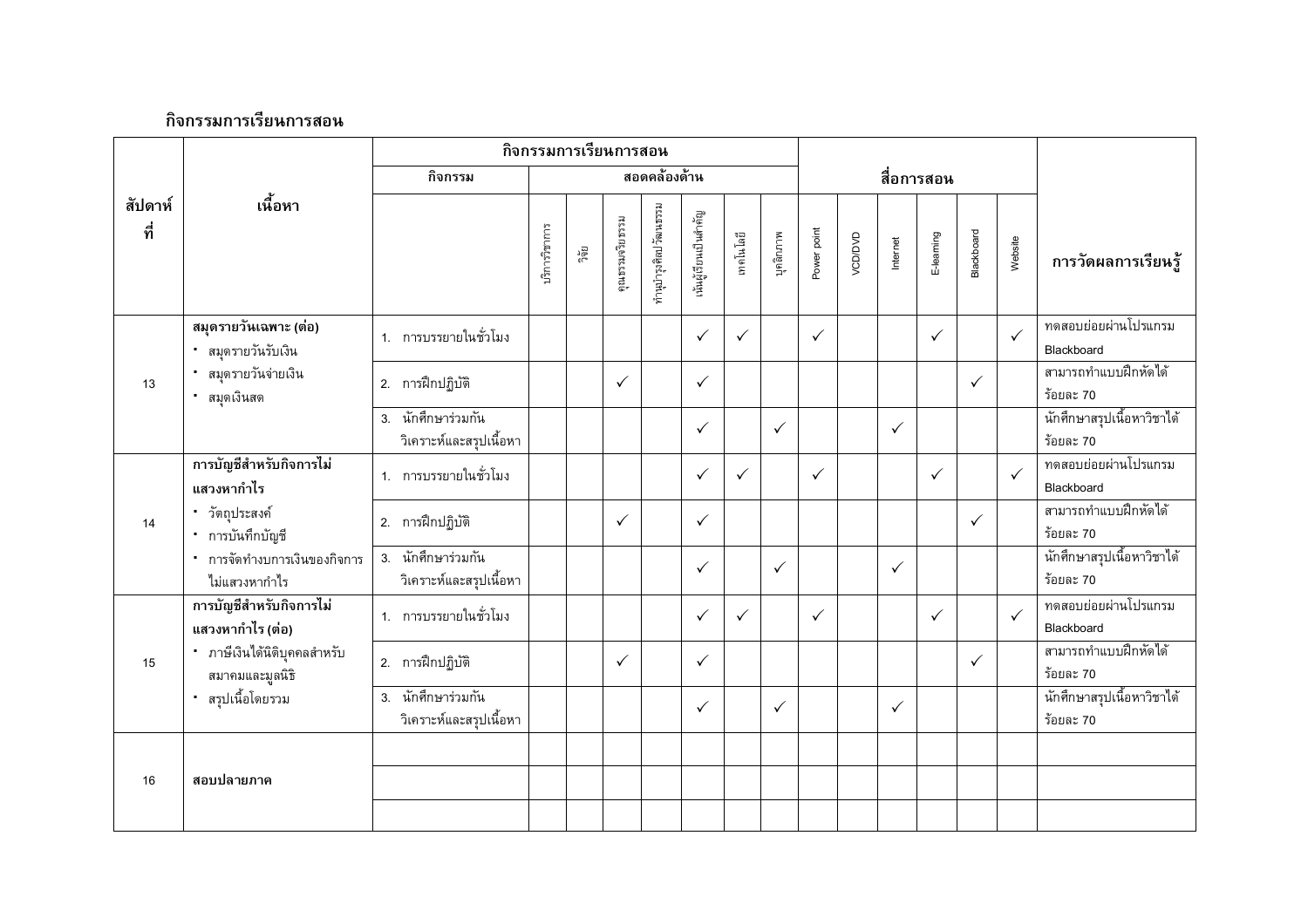## กิจกรรมการเรียนการสอน

| สัปดาห์ที่ | เนื้อหา | กิจกรรมการเรียนการสอน | | | | | | | | | สื่อการสอน | | | | | | | การวัดผลการเรียนรู้ |
|---|---|---|---|---|---|---|---|---|---|---|---|---|---|---|---|---|---|---|
| | | กิจกรรม | สอดคล้องด้าน | | | | | | | | | | | | | | | |
| | | | บริการวิชาการ | วิจัย | คุณธรรมจริยธรรม | ทำนุบำรุงศิลปวัฒนธรรม | เน้นผู้เรียนเป็นสำคัญ | เทคโนโลยี | บุคลิกภาพ | Power point | VCD/DVD | Internet | E-learning | Blackboard | Website | |
| 13 | **สมุดรายวันเฉพาะ (ต่อ)**<br>• สมุดรายวันรับเงิน<br>• สมุดรายวันจ่ายเงิน<br>• สมุดเงินสด | 1. การบรรยายในชั่วโมง | | | | | ✓ | ✓ | | ✓ | | | ✓ | | ✓ | ทดสอบย่อยผ่านโปรแกรม Blackboard |
| | | 2. การฝึกปฏิบัติ | | | ✓ | | ✓ | | | | | | | ✓ | | สามารถทำแบบฝึกหัดได้ร้อยละ 70 |
| | | 3. นักศึกษาร่วมกันวิเคราะห์และสรุปเนื้อหา | | | | | ✓ | | ✓ | | | ✓ | | | | นักศึกษาสรุปเนื้อหาวิชาได้ร้อยละ 70 |
| 14 | **การบัญชีสำหรับกิจการไม่แสวงหากำไร**<br>• วัตถุประสงค์<br>• การบันทึกบัญชี<br>• การจัดทำงบการเงินของกิจการไม่แสวงหากำไร | 1. การบรรยายในชั่วโมง | | | | | ✓ | ✓ | | ✓ | | | ✓ | | ✓ | ทดสอบย่อยผ่านโปรแกรม Blackboard |
| | | 2. การฝึกปฏิบัติ | | | ✓ | | ✓ | | | | | | | ✓ | | สามารถทำแบบฝึกหัดได้ร้อยละ 70 |
| | | 3. นักศึกษาร่วมกันวิเคราะห์และสรุปเนื้อหา | | | | | ✓ | | ✓ | | | ✓ | | | | นักศึกษาสรุปเนื้อหาวิชาได้ร้อยละ 70 |
| 15 | **การบัญชีสำหรับกิจการไม่แสวงหากำไร (ต่อ)**<br>• ภาษีเงินได้นิติบุคคลสำหรับสมาคมและมูลนิธิ<br>• สรุปเนื้อโดยรวม | 1. การบรรยายในชั่วโมง | | | | | ✓ | ✓ | | ✓ | | | ✓ | | ✓ | ทดสอบย่อยผ่านโปรแกรม Blackboard |
| | | 2. การฝึกปฏิบัติ | | | ✓ | | ✓ | | | | | | | ✓ | | สามารถทำแบบฝึกหัดได้ร้อยละ 70 |
| | | 3. นักศึกษาร่วมกันวิเคราะห์และสรุปเนื้อหา | | | | | ✓ | | ✓ | | | ✓ | | | | นักศึกษาสรุปเนื้อหาวิชาได้ร้อยละ 70 |
| 16 | **สอบปลายภาค** | | | | | | | | | | | | | | | |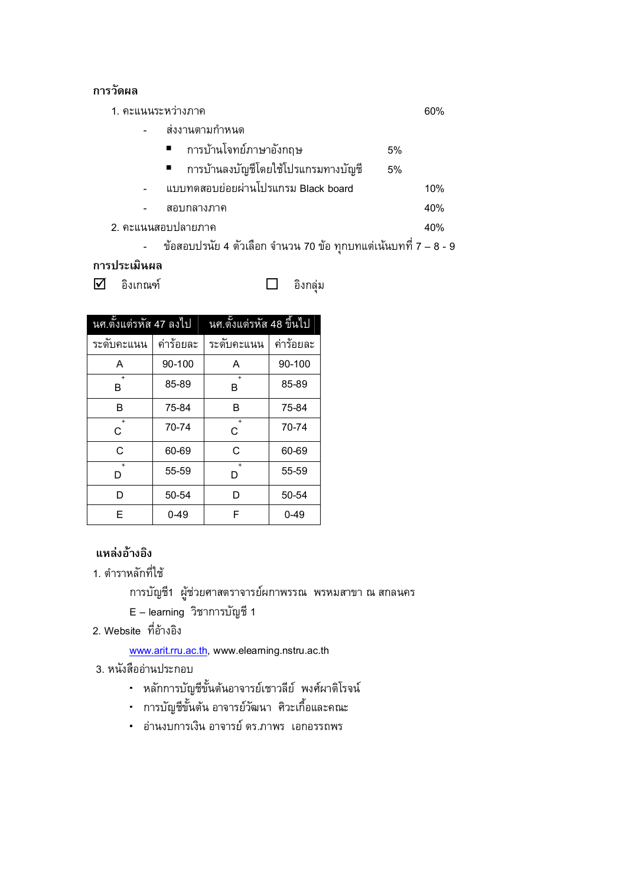**การวัดผล**

1. คะแนนระหว่างภาค 60%
   - ส่งงานตามกำหนด
     - การบ้านโจทย์ภาษาอังกฤษ 5%
     - การบ้านลงบัญชีโดยใช้โปรแกรมทางบัญชี 5%
   - แบบทดสอบย่อยผ่านโปรแกรม Black board 10%
   - สอบกลางภาค 40%
2. คะแนนสอบปลายภาค 40%
   - ข้อสอบปรนัย 4 ตัวเลือก จำนวน 70 ข้อ ทุกบทแต่เน้นบทที่ 7 – 8 - 9

**การประเมินผล**

☑ อิงเกณฑ์ ☐ อิงกลุ่ม

| นศ.ตั้งแต่รหัส 47 ลงไป | | นศ.ตั้งแต่รหัส 48 ขึ้นไป | |
|---|---|---|---|
| ระดับคะแนน | ค่าร้อยละ | ระดับคะแนน | ค่าร้อยละ |
| A | 90-100 | A | 90-100 |
| B+ | 85-89 | B+ | 85-89 |
| B | 75-84 | B | 75-84 |
| C+ | 70-74 | C+ | 70-74 |
| C | 60-69 | C | 60-69 |
| D+ | 55-59 | D+ | 55-59 |
| D | 50-54 | D | 50-54 |
| E | 0-49 | F | 0-49 |

**แหล่งอ้างอิง**

1. ตำราหลักที่ใช้

   การบัญชี1 ผู้ช่วยศาสตราจารย์ผกาพรรณ พรหมสาขา ณ สกลนคร

   E – learning วิชาการบัญชี 1

2. Website ที่อ้างอิง

   www.arit.rru.ac.th, www.elearning.nstru.ac.th

3. หนังสืออ่านประกอบ
   - หลักการบัญชีขั้นต้นอาจารย์เชาวลีย์ พงศ์ผาติโรจน์
   - การบัญชีขั้นต้น อาจารย์วัฒนา ศิวะเกื้อและคณะ
   - อ่านงบการเงิน อาจารย์ ดร.ภาพร เอกอรรถพร